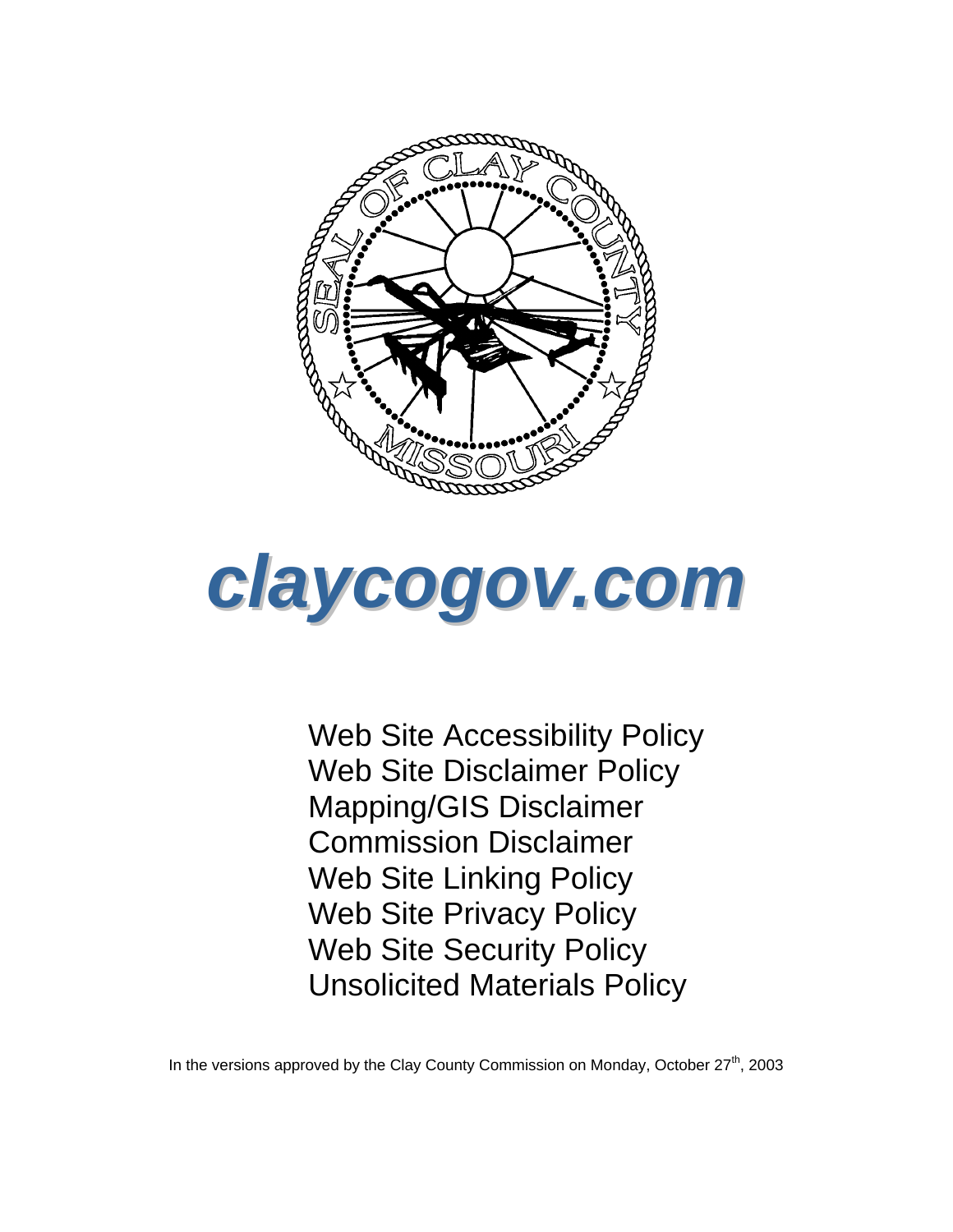# claycogov.com

Web Site Accessibility Policy
Web Site Disclaimer Policy
Mapping/GIS Disclaimer
Commission Disclaimer
Web Site Linking Policy
Web Site Privacy Policy
Web Site Security Policy
Unsolicited Materials Policy

In the versions approved by the Clay County Commission on Monday, October 27th, 2003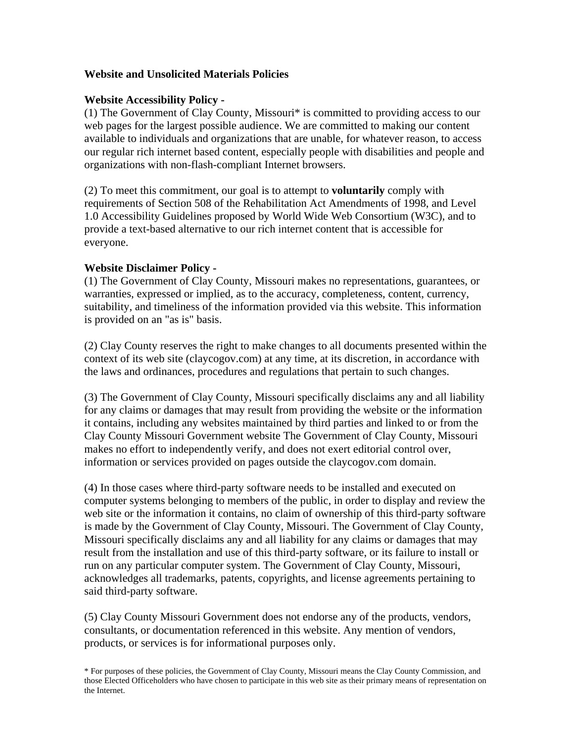**Website and Unsolicited Materials Policies**

**Website Accessibility Policy -**

(1) The Government of Clay County, Missouri* is committed to providing access to our web pages for the largest possible audience. We are committed to making our content available to individuals and organizations that are unable, for whatever reason, to access our regular rich internet based content, especially people with disabilities and people and organizations with non-flash-compliant Internet browsers.

(2) To meet this commitment, our goal is to attempt to **voluntarily** comply with requirements of Section 508 of the Rehabilitation Act Amendments of 1998, and Level 1.0 Accessibility Guidelines proposed by World Wide Web Consortium (W3C), and to provide a text-based alternative to our rich internet content that is accessible for everyone.

**Website Disclaimer Policy -**

(1) The Government of Clay County, Missouri makes no representations, guarantees, or warranties, expressed or implied, as to the accuracy, completeness, content, currency, suitability, and timeliness of the information provided via this website. This information is provided on an "as is" basis.

(2) Clay County reserves the right to make changes to all documents presented within the context of its web site (claycogov.com) at any time, at its discretion, in accordance with the laws and ordinances, procedures and regulations that pertain to such changes.

(3) The Government of Clay County, Missouri specifically disclaims any and all liability for any claims or damages that may result from providing the website or the information it contains, including any websites maintained by third parties and linked to or from the Clay County Missouri Government website The Government of Clay County, Missouri makes no effort to independently verify, and does not exert editorial control over, information or services provided on pages outside the claycogov.com domain.

(4) In those cases where third-party software needs to be installed and executed on computer systems belonging to members of the public, in order to display and review the web site or the information it contains, no claim of ownership of this third-party software is made by the Government of Clay County, Missouri. The Government of Clay County, Missouri specifically disclaims any and all liability for any claims or damages that may result from the installation and use of this third-party software, or its failure to install or run on any particular computer system. The Government of Clay County, Missouri, acknowledges all trademarks, patents, copyrights, and license agreements pertaining to said third-party software.

(5) Clay County Missouri Government does not endorse any of the products, vendors, consultants, or documentation referenced in this website. Any mention of vendors, products, or services is for informational purposes only.

* For purposes of these policies, the Government of Clay County, Missouri means the Clay County Commission, and those Elected Officeholders who have chosen to participate in this web site as their primary means of representation on the Internet.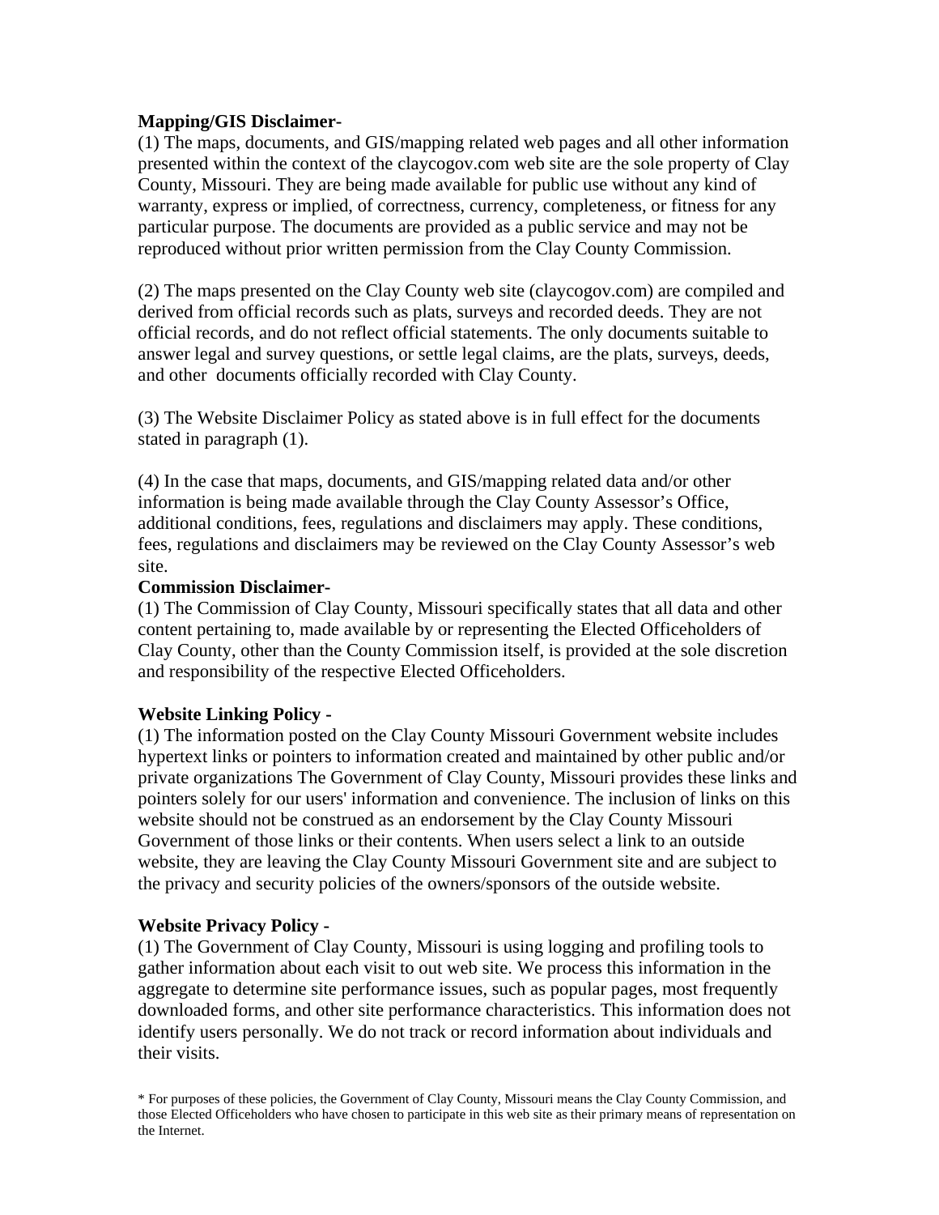**Mapping/GIS Disclaimer-**
(1) The maps, documents, and GIS/mapping related web pages and all other information presented within the context of the claycogov.com web site are the sole property of Clay County, Missouri. They are being made available for public use without any kind of warranty, express or implied, of correctness, currency, completeness, or fitness for any particular purpose. The documents are provided as a public service and may not be reproduced without prior written permission from the Clay County Commission.

(2) The maps presented on the Clay County web site (claycogov.com) are compiled and derived from official records such as plats, surveys and recorded deeds. They are not official records, and do not reflect official statements. The only documents suitable to answer legal and survey questions, or settle legal claims, are the plats, surveys, deeds, and other documents officially recorded with Clay County.

(3) The Website Disclaimer Policy as stated above is in full effect for the documents stated in paragraph (1).

(4) In the case that maps, documents, and GIS/mapping related data and/or other information is being made available through the Clay County Assessor's Office, additional conditions, fees, regulations and disclaimers may apply. These conditions, fees, regulations and disclaimers may be reviewed on the Clay County Assessor's web site.

**Commission Disclaimer-**
(1) The Commission of Clay County, Missouri specifically states that all data and other content pertaining to, made available by or representing the Elected Officeholders of Clay County, other than the County Commission itself, is provided at the sole discretion and responsibility of the respective Elected Officeholders.

**Website Linking Policy -**
(1) The information posted on the Clay County Missouri Government website includes hypertext links or pointers to information created and maintained by other public and/or private organizations The Government of Clay County, Missouri provides these links and pointers solely for our users' information and convenience. The inclusion of links on this website should not be construed as an endorsement by the Clay County Missouri Government of those links or their contents. When users select a link to an outside website, they are leaving the Clay County Missouri Government site and are subject to the privacy and security policies of the owners/sponsors of the outside website.

**Website Privacy Policy -**
(1) The Government of Clay County, Missouri is using logging and profiling tools to gather information about each visit to out web site. We process this information in the aggregate to determine site performance issues, such as popular pages, most frequently downloaded forms, and other site performance characteristics. This information does not identify users personally. We do not track or record information about individuals and their visits.

* For purposes of these policies, the Government of Clay County, Missouri means the Clay County Commission, and those Elected Officeholders who have chosen to participate in this web site as their primary means of representation on the Internet.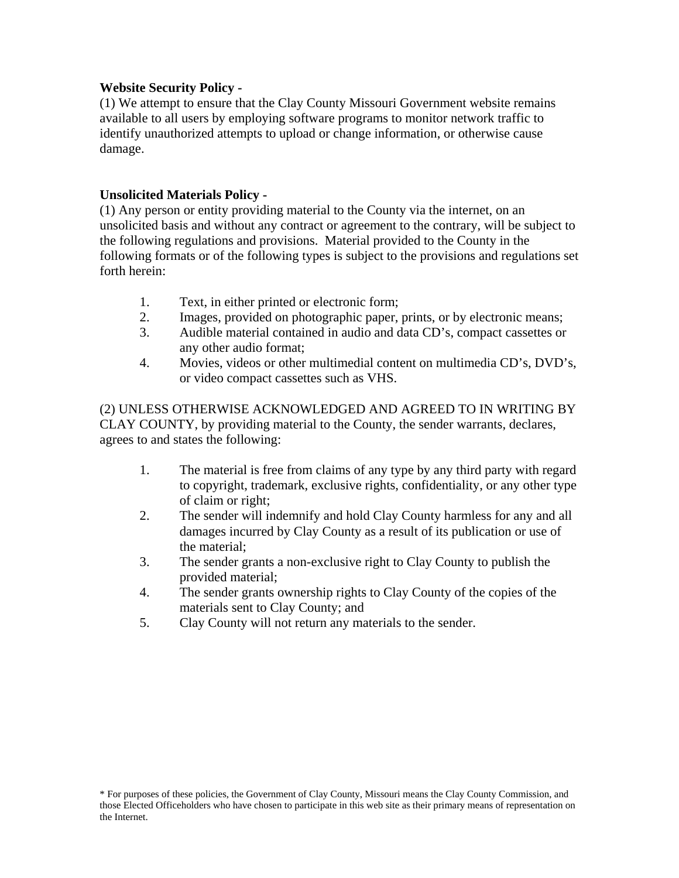**Website Security Policy -**

(1) We attempt to ensure that the Clay County Missouri Government website remains available to all users by employing software programs to monitor network traffic to identify unauthorized attempts to upload or change information, or otherwise cause damage.

**Unsolicited Materials Policy -**

(1) Any person or entity providing material to the County via the internet, on an unsolicited basis and without any contract or agreement to the contrary, will be subject to the following regulations and provisions. Material provided to the County in the following formats or of the following types is subject to the provisions and regulations set forth herein:

1. Text, in either printed or electronic form;
2. Images, provided on photographic paper, prints, or by electronic means;
3. Audible material contained in audio and data CD's, compact cassettes or any other audio format;
4. Movies, videos or other multimedial content on multimedia CD's, DVD's, or video compact cassettes such as VHS.

(2) UNLESS OTHERWISE ACKNOWLEDGED AND AGREED TO IN WRITING BY CLAY COUNTY, by providing material to the County, the sender warrants, declares, agrees to and states the following:

1. The material is free from claims of any type by any third party with regard to copyright, trademark, exclusive rights, confidentiality, or any other type of claim or right;
2. The sender will indemnify and hold Clay County harmless for any and all damages incurred by Clay County as a result of its publication or use of the material;
3. The sender grants a non-exclusive right to Clay County to publish the provided material;
4. The sender grants ownership rights to Clay County of the copies of the materials sent to Clay County; and
5. Clay County will not return any materials to the sender.

* For purposes of these policies, the Government of Clay County, Missouri means the Clay County Commission, and those Elected Officeholders who have chosen to participate in this web site as their primary means of representation on the Internet.